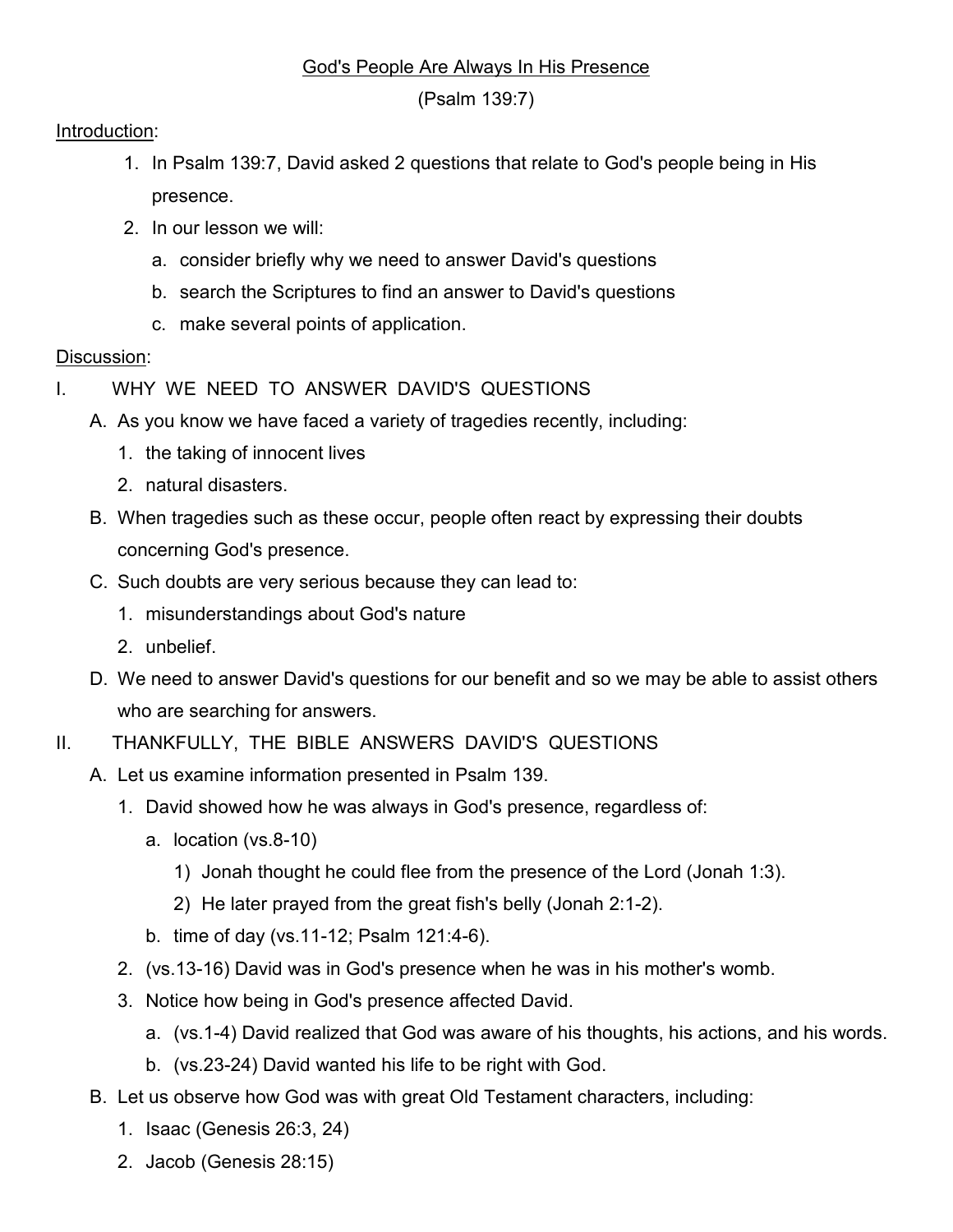# God's People Are Always In His Presence

(Psalm 139:7)

Introduction:

1. In Psalm 139:7, David asked 2 questions that relate to God's people being in His presence.
2. In our lesson we will:
   a. consider briefly why we need to answer David's questions
   b. search the Scriptures to find an answer to David's questions
   c. make several points of application.

Discussion:

I. WHY WE NEED TO ANSWER DAVID'S QUESTIONS

   A. As you know we have faced a variety of tragedies recently, including:
      1. the taking of innocent lives
      2. natural disasters.
   B. When tragedies such as these occur, people often react by expressing their doubts concerning God's presence.
   C. Such doubts are very serious because they can lead to:
      1. misunderstandings about God's nature
      2. unbelief.
   D. We need to answer David's questions for our benefit and so we may be able to assist others who are searching for answers.

II. THANKFULLY, THE BIBLE ANSWERS DAVID'S QUESTIONS

   A. Let us examine information presented in Psalm 139.
      1. David showed how he was always in God's presence, regardless of:
         a. location (vs.8-10)
            1) Jonah thought he could flee from the presence of the Lord (Jonah 1:3).
            2) He later prayed from the great fish's belly (Jonah 2:1-2).
         b. time of day (vs.11-12; Psalm 121:4-6).
      2. (vs.13-16) David was in God's presence when he was in his mother's womb.
      3. Notice how being in God's presence affected David.
         a. (vs.1-4) David realized that God was aware of his thoughts, his actions, and his words.
         b. (vs.23-24) David wanted his life to be right with God.
   B. Let us observe how God was with great Old Testament characters, including:
      1. Isaac (Genesis 26:3, 24)
      2. Jacob (Genesis 28:15)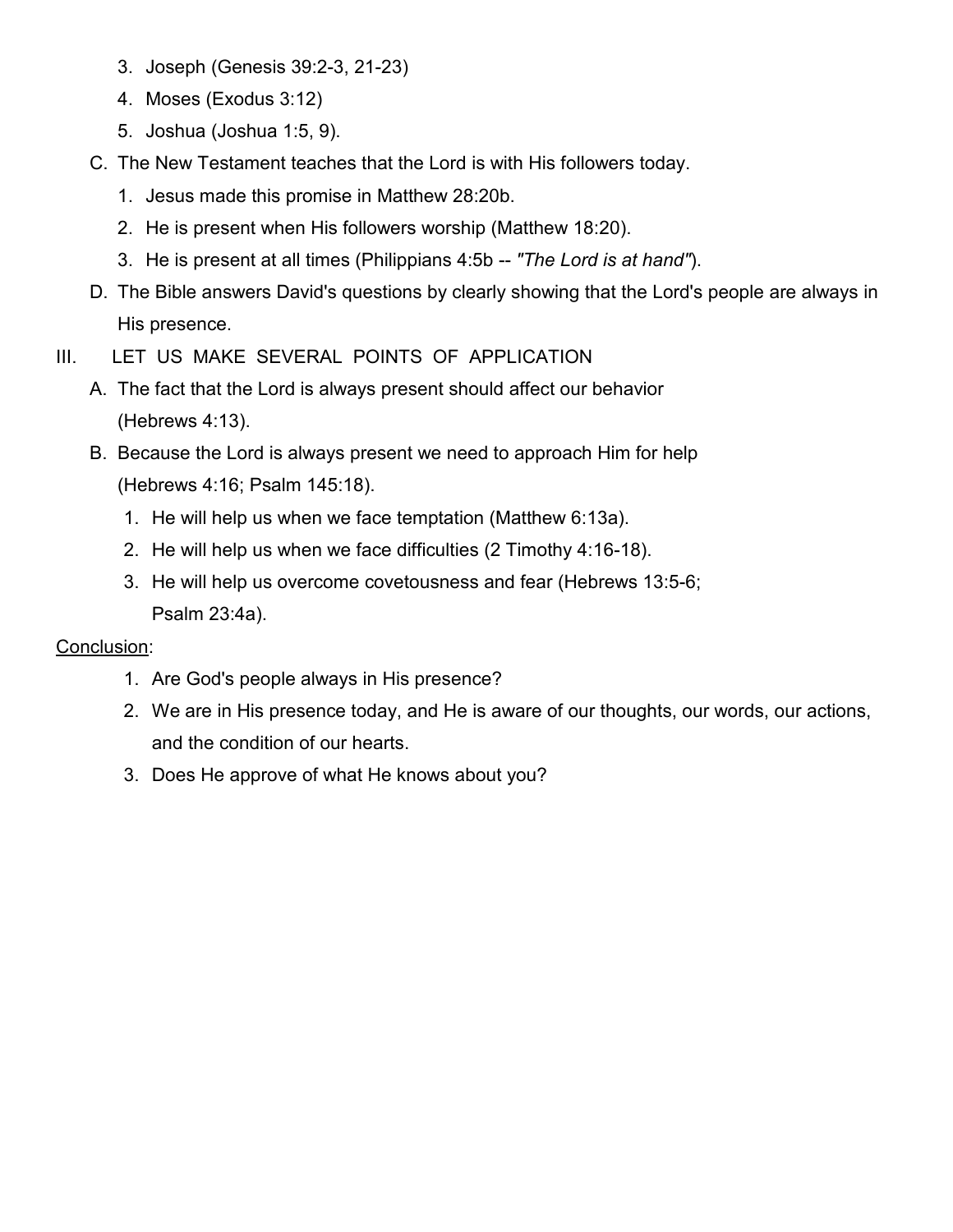3. Joseph (Genesis 39:2-3, 21-23)
4. Moses (Exodus 3:12)
5. Joshua (Joshua 1:5, 9).

C. The New Testament teaches that the Lord is with His followers today.

1. Jesus made this promise in Matthew 28:20b.
2. He is present when His followers worship (Matthew 18:20).
3. He is present at all times (Philippians 4:5b -- *"The Lord is at hand"*).

D. The Bible answers David's questions by clearly showing that the Lord's people are always in His presence.

III. LET US MAKE SEVERAL POINTS OF APPLICATION

A. The fact that the Lord is always present should affect our behavior (Hebrews 4:13).

B. Because the Lord is always present we need to approach Him for help (Hebrews 4:16; Psalm 145:18).

1. He will help us when we face temptation (Matthew 6:13a).
2. He will help us when we face difficulties (2 Timothy 4:16-18).
3. He will help us overcome covetousness and fear (Hebrews 13:5-6; Psalm 23:4a).

<u>Conclusion</u>:

1. Are God's people always in His presence?
2. We are in His presence today, and He is aware of our thoughts, our words, our actions, and the condition of our hearts.
3. Does He approve of what He knows about you?